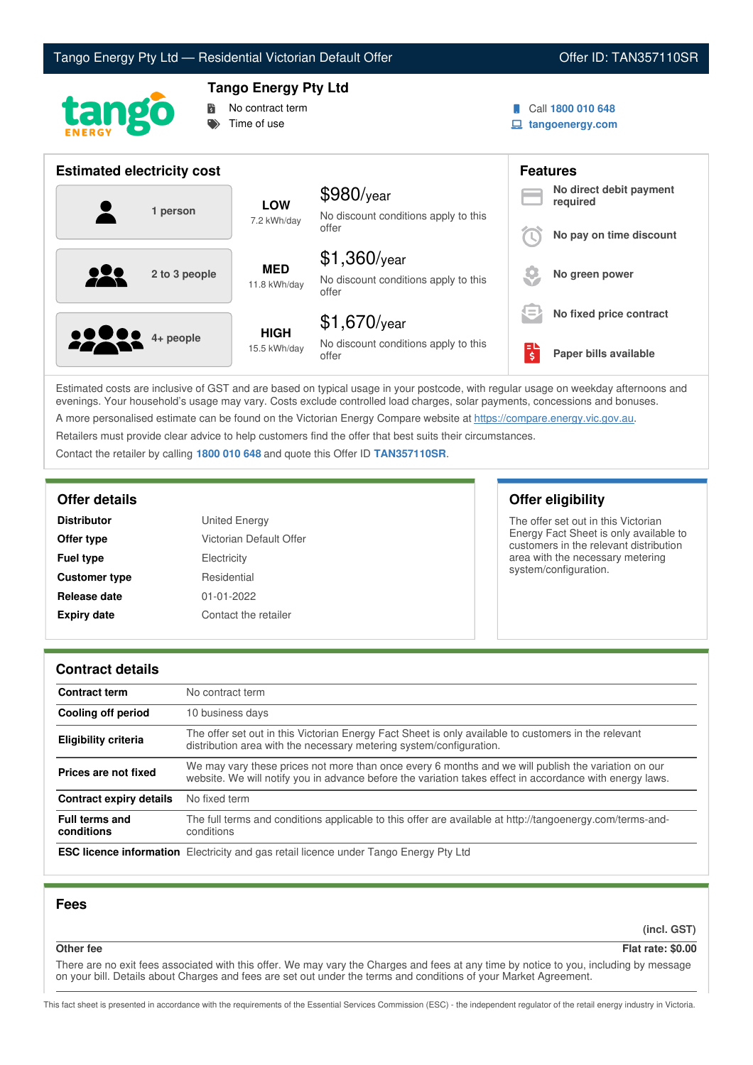# Tango Energy Pty Ltd — Residential Victorian Default Offer

Offer ID: TAN357110SR

## Tango Energy Pty Ltd

- No contract term
- Time of use

Call **1800 010 648**
**tangoenergy.com**

## Estimated electricity cost

| Household | Usage | Cost |
|---|---|---|
| 1 person | **LOW** 7.2 kWh/day | $980/year — No discount conditions apply to this offer |
| 2 to 3 people | **MED** 11.8 kWh/day | $1,360/year — No discount conditions apply to this offer |
| 4+ people | **HIGH** 15.5 kWh/day | $1,670/year — No discount conditions apply to this offer |

## Features

- **No direct debit payment required**
- **No pay on time discount**
- **No green power**
- **No fixed price contract**
- **Paper bills available**

Estimated costs are inclusive of GST and are based on typical usage in your postcode, with regular usage on weekday afternoons and evenings. Your household's usage may vary. Costs exclude controlled load charges, solar payments, concessions and bonuses.

A more personalised estimate can be found on the Victorian Energy Compare website at https://compare.energy.vic.gov.au.

Retailers must provide clear advice to help customers find the offer that best suits their circumstances.

Contact the retailer by calling **1800 010 648** and quote this Offer ID **TAN357110SR**.

## Offer details

| | |
|---|---|
| **Distributor** | United Energy |
| **Offer type** | Victorian Default Offer |
| **Fuel type** | Electricity |
| **Customer type** | Residential |
| **Release date** | 01-01-2022 |
| **Expiry date** | Contact the retailer |

## Offer eligibility

The offer set out in this Victorian Energy Fact Sheet is only available to customers in the relevant distribution area with the necessary metering system/configuration.

## Contract details

| | |
|---|---|
| **Contract term** | No contract term |
| **Cooling off period** | 10 business days |
| **Eligibility criteria** | The offer set out in this Victorian Energy Fact Sheet is only available to customers in the relevant distribution area with the necessary metering system/configuration. |
| **Prices are not fixed** | We may vary these prices not more than once every 6 months and we will publish the variation on our website. We will notify you in advance before the variation takes effect in accordance with energy laws. |
| **Contract expiry details** | No fixed term |
| **Full terms and conditions** | The full terms and conditions applicable to this offer are available at http://tangoenergy.com/terms-and-conditions |
| **ESC licence information** | Electricity and gas retail licence under Tango Energy Pty Ltd |

## Fees

| | (incl. GST) |
|---|---|
| **Other fee** | **Flat rate: $0.00** |

There are no exit fees associated with this offer. We may vary the Charges and fees at any time by notice to you, including by message on your bill. Details about Charges and fees are set out under the terms and conditions of your Market Agreement.

This fact sheet is presented in accordance with the requirements of the Essential Services Commission (ESC) - the independent regulator of the retail energy industry in Victoria.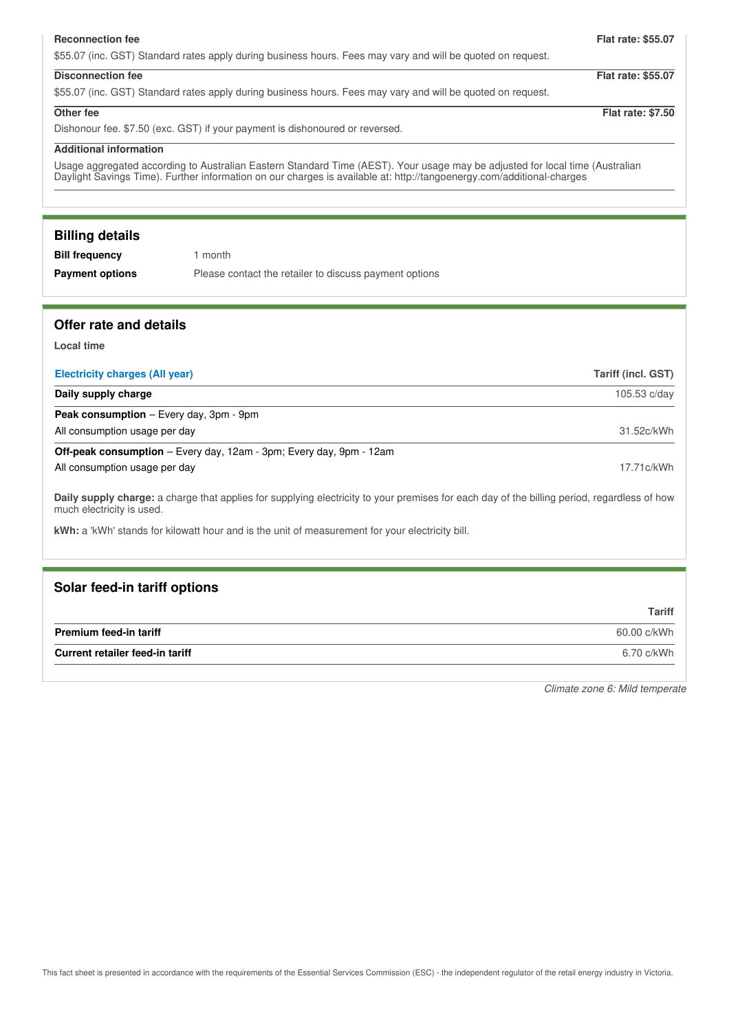| Reconnection fee | Flat rate: $55.07 |
|---|---|
| $55.07 (inc. GST) Standard rates apply during business hours. Fees may vary and will be quoted on request. | |
| **Disconnection fee** | **Flat rate: $55.07** |
| $55.07 (inc. GST) Standard rates apply during business hours. Fees may vary and will be quoted on request. | |
| **Other fee** | **Flat rate: $7.50** |
| Dishonour fee. $7.50 (exc. GST) if your payment is dishonoured or reversed. | |

**Additional information**

Usage aggregated according to Australian Eastern Standard Time (AEST). Your usage may be adjusted for local time (Australian Daylight Savings Time). Further information on our charges is available at: http://tangoenergy.com/additional-charges

## Billing details

| | |
|---|---|
| **Bill frequency** | 1 month |
| **Payment options** | Please contact the retailer to discuss payment options |

## Offer rate and details

**Local time**

| Electricity charges (All year) | Tariff (incl. GST) |
|---|---|
| **Daily supply charge** | 105.53 c/day |
| **Peak consumption** – Every day, 3pm - 9pm | |
| All consumption usage per day | 31.52c/kWh |
| **Off-peak consumption** – Every day, 12am - 3pm; Every day, 9pm - 12am | |
| All consumption usage per day | 17.71c/kWh |

**Daily supply charge:** a charge that applies for supplying electricity to your premises for each day of the billing period, regardless of how much electricity is used.

**kWh:** a 'kWh' stands for kilowatt hour and is the unit of measurement for your electricity bill.

## Solar feed-in tariff options

| | Tariff |
|---|---|
| **Premium feed-in tariff** | 60.00 c/kWh |
| **Current retailer feed-in tariff** | 6.70 c/kWh |

*Climate zone 6: Mild temperate*

This fact sheet is presented in accordance with the requirements of the Essential Services Commission (ESC) - the independent regulator of the retail energy industry in Victoria.